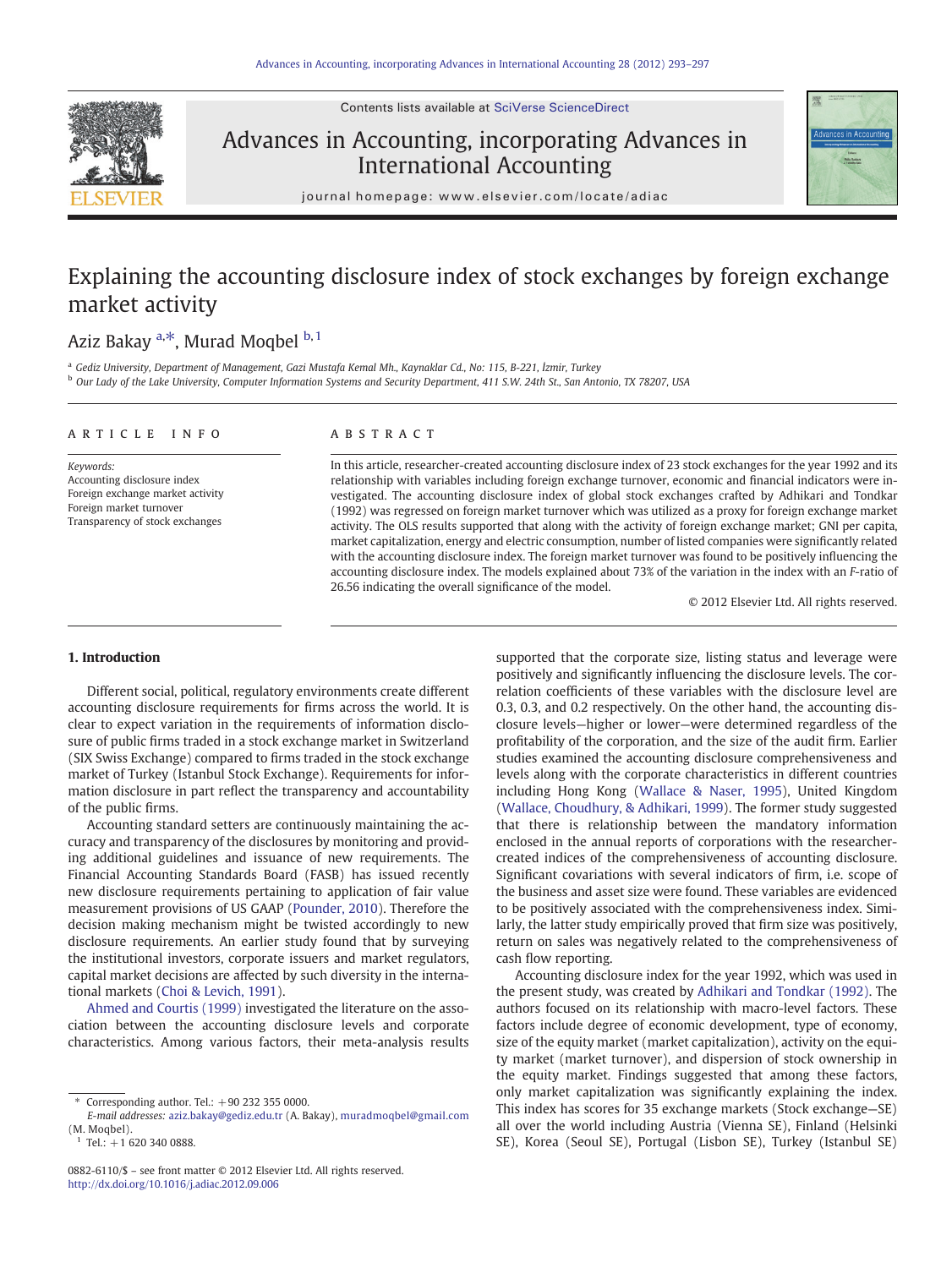# Explaining the accounting disclosure index of stock exchanges by foreign exchange market activity

Aziz Bakay [a,*], Murad Moqbel [b,1]

[a] Gediz University, Department of Management, Gazi Mustafa Kemal Mh., Kaynaklar Cd., No: 115, B-221, İzmir, Turkey

[b] Our Lady of the Lake University, Computer Information Systems and Security Department, 411 S.W. 24th St., San Antonio, TX 78207, USA

## ARTICLE INFO

*Keywords:*
Accounting disclosure index
Foreign exchange market activity
Foreign market turnover
Transparency of stock exchanges

## ABSTRACT

In this article, researcher-created accounting disclosure index of 23 stock exchanges for the year 1992 and its relationship with variables including foreign exchange turnover, economic and financial indicators were investigated. The accounting disclosure index of global stock exchanges crafted by Adhikari and Tondkar (1992) was regressed on foreign market turnover which was utilized as a proxy for foreign exchange market activity. The OLS results supported that along with the activity of foreign exchange market; GNI per capita, market capitalization, energy and electric consumption, number of listed companies were significantly related with the accounting disclosure index. The foreign market turnover was found to be positively influencing the accounting disclosure index. The models explained about 73% of the variation in the index with an *F*-ratio of 26.56 indicating the overall significance of the model.

© 2012 Elsevier Ltd. All rights reserved.

## 1. Introduction

Different social, political, regulatory environments create different accounting disclosure requirements for firms across the world. It is clear to expect variation in the requirements of information disclosure of public firms traded in a stock exchange market in Switzerland (SIX Swiss Exchange) compared to firms traded in the stock exchange market of Turkey (Istanbul Stock Exchange). Requirements for information disclosure in part reflect the transparency and accountability of the public firms.

Accounting standard setters are continuously maintaining the accuracy and transparency of the disclosures by monitoring and providing additional guidelines and issuance of new requirements. The Financial Accounting Standards Board (FASB) has issued recently new disclosure requirements pertaining to application of fair value measurement provisions of US GAAP (Pounder, 2010). Therefore the decision making mechanism might be twisted accordingly to new disclosure requirements. An earlier study found that by surveying the institutional investors, corporate issuers and market regulators, capital market decisions are affected by such diversity in the international markets (Choi & Levich, 1991).

Ahmed and Courtis (1999) investigated the literature on the association between the accounting disclosure levels and corporate characteristics. Among various factors, their meta-analysis results supported that the corporate size, listing status and leverage were positively and significantly influencing the disclosure levels. The correlation coefficients of these variables with the disclosure level are 0.3, 0.3, and 0.2 respectively. On the other hand, the accounting disclosure levels—higher or lower—were determined regardless of the profitability of the corporation, and the size of the audit firm. Earlier studies examined the accounting disclosure comprehensiveness and levels along with the corporate characteristics in different countries including Hong Kong (Wallace & Naser, 1995), United Kingdom (Wallace, Choudhury, & Adhikari, 1999). The former study suggested that there is relationship between the mandatory information enclosed in the annual reports of corporations with the researcher-created indices of the comprehensiveness of accounting disclosure. Significant covariations with several indicators of firm, i.e. scope of the business and asset size were found. These variables are evidenced to be positively associated with the comprehensiveness index. Similarly, the latter study empirically proved that firm size was positively, return on sales was negatively related to the comprehensiveness of cash flow reporting.

Accounting disclosure index for the year 1992, which was used in the present study, was created by Adhikari and Tondkar (1992). The authors focused on its relationship with macro-level factors. These factors include degree of economic development, type of economy, size of the equity market (market capitalization), activity on the equity market (market turnover), and dispersion of stock ownership in the equity market. Findings suggested that among these factors, only market capitalization was significantly explaining the index. This index has scores for 35 exchange markets (Stock exchange—SE) all over the world including Austria (Vienna SE), Finland (Helsinki SE), Korea (Seoul SE), Portugal (Lisbon SE), Turkey (Istanbul SE)

* Corresponding author. Tel.: +90 232 355 0000.
*E-mail addresses:* aziz.bakay@gediz.edu.tr (A. Bakay), muradmoqbel@gmail.com (M. Moqbel).
[1] Tel.: +1 620 340 0888.

0882-6110/$ – see front matter © 2012 Elsevier Ltd. All rights reserved.
http://dx.doi.org/10.1016/j.adiac.2012.09.006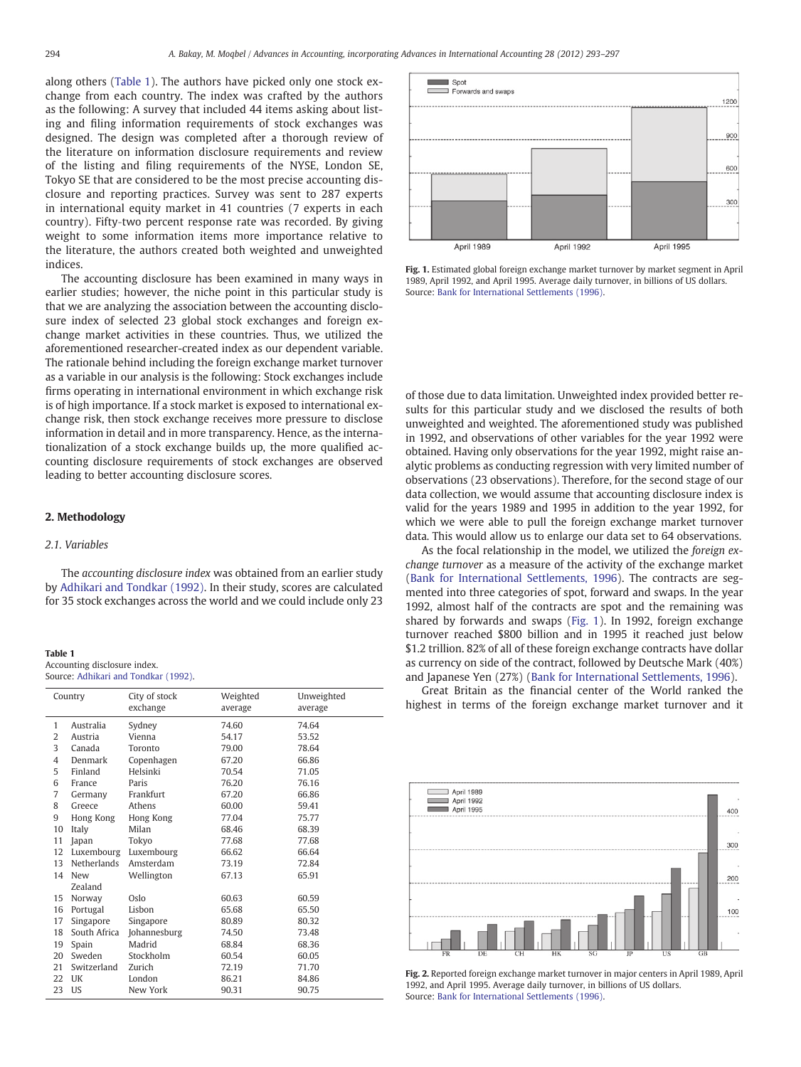along others (Table 1). The authors have picked only one stock exchange from each country. The index was crafted by the authors as the following: A survey that included 44 items asking about listing and filing information requirements of stock exchanges was designed. The design was completed after a thorough review of the literature on information disclosure requirements and review of the listing and filing requirements of the NYSE, London SE, Tokyo SE that are considered to be the most precise accounting disclosure and reporting practices. Survey was sent to 287 experts in international equity market in 41 countries (7 experts in each country). Fifty-two percent response rate was recorded. By giving weight to some information items more importance relative to the literature, the authors created both weighted and unweighted indices.

The accounting disclosure has been examined in many ways in earlier studies; however, the niche point in this particular study is that we are analyzing the association between the accounting disclosure index of selected 23 global stock exchanges and foreign exchange market activities in these countries. Thus, we utilized the aforementioned researcher-created index as our dependent variable. The rationale behind including the foreign exchange market turnover as a variable in our analysis is the following: Stock exchanges include firms operating in international environment in which exchange risk is of high importance. If a stock market is exposed to international exchange risk, then stock exchange receives more pressure to disclose information in detail and in more transparency. Hence, as the internationalization of a stock exchange builds up, the more qualified accounting disclosure requirements of stock exchanges are observed leading to better accounting disclosure scores.

## 2. Methodology

### 2.1. Variables

The *accounting disclosure index* was obtained from an earlier study by Adhikari and Tondkar (1992). In their study, scores are calculated for 35 stock exchanges across the world and we could include only 23 of those due to data limitation. Unweighted index provided better results for this particular study and we disclosed the results of both unweighted and weighted. The aforementioned study was published in 1992, and observations of other variables for the year 1992 were obtained. Having only observations for the year 1992, might raise analytic problems as conducting regression with very limited number of observations (23 observations). Therefore, for the second stage of our data collection, we would assume that accounting disclosure index is valid for the years 1989 and 1995 in addition to the year 1992, for which we were able to pull the foreign exchange market turnover data. This would allow us to enlarge our data set to 64 observations.

**Table 1**
Accounting disclosure index.
Source: Adhikari and Tondkar (1992).

| | Country | City of stock exchange | Weighted average | Unweighted average |
|---|---|---|---|---|
| 1 | Australia | Sydney | 74.60 | 74.64 |
| 2 | Austria | Vienna | 54.17 | 53.52 |
| 3 | Canada | Toronto | 79.00 | 78.64 |
| 4 | Denmark | Copenhagen | 67.20 | 66.86 |
| 5 | Finland | Helsinki | 70.54 | 71.05 |
| 6 | France | Paris | 76.20 | 76.16 |
| 7 | Germany | Frankfurt | 67.20 | 66.86 |
| 8 | Greece | Athens | 60.00 | 59.41 |
| 9 | Hong Kong | Hong Kong | 77.04 | 75.77 |
| 10 | Italy | Milan | 68.46 | 68.39 |
| 11 | Japan | Tokyo | 77.68 | 77.68 |
| 12 | Luxembourg | Luxembourg | 66.62 | 66.64 |
| 13 | Netherlands | Amsterdam | 73.19 | 72.84 |
| 14 | New Zealand | Wellington | 67.13 | 65.91 |
| 15 | Norway | Oslo | 60.63 | 60.59 |
| 16 | Portugal | Lisbon | 65.68 | 65.50 |
| 17 | Singapore | Singapore | 80.89 | 80.32 |
| 18 | South Africa | Johannesburg | 74.50 | 73.48 |
| 19 | Spain | Madrid | 68.84 | 68.36 |
| 20 | Sweden | Stockholm | 60.54 | 60.05 |
| 21 | Switzerland | Zurich | 72.19 | 71.70 |
| 22 | UK | London | 86.21 | 84.86 |
| 23 | US | New York | 90.31 | 90.75 |

**Fig. 1.** Estimated global foreign exchange market turnover by market segment in April 1989, April 1992, and April 1995. Average daily turnover, in billions of US dollars. Source: Bank for International Settlements (1996).

As the focal relationship in the model, we utilized the *foreign exchange turnover* as a measure of the activity of the exchange market (Bank for International Settlements, 1996). The contracts are segmented into three categories of spot, forward and swaps. In the year 1992, almost half of the contracts are spot and the remaining was shared by forwards and swaps (Fig. 1). In 1992, foreign exchange turnover reached $800 billion and in 1995 it reached just below $1.2 trillion. 82% of all of these foreign exchange contracts have dollar as currency on side of the contract, followed by Deutsche Mark (40%) and Japanese Yen (27%) (Bank for International Settlements, 1996).

Great Britain as the financial center of the World ranked the highest in terms of the foreign exchange market turnover and it

**Fig. 2.** Reported foreign exchange market turnover in major centers in April 1989, April 1992, and April 1995. Average daily turnover, in billions of US dollars. Source: Bank for International Settlements (1996).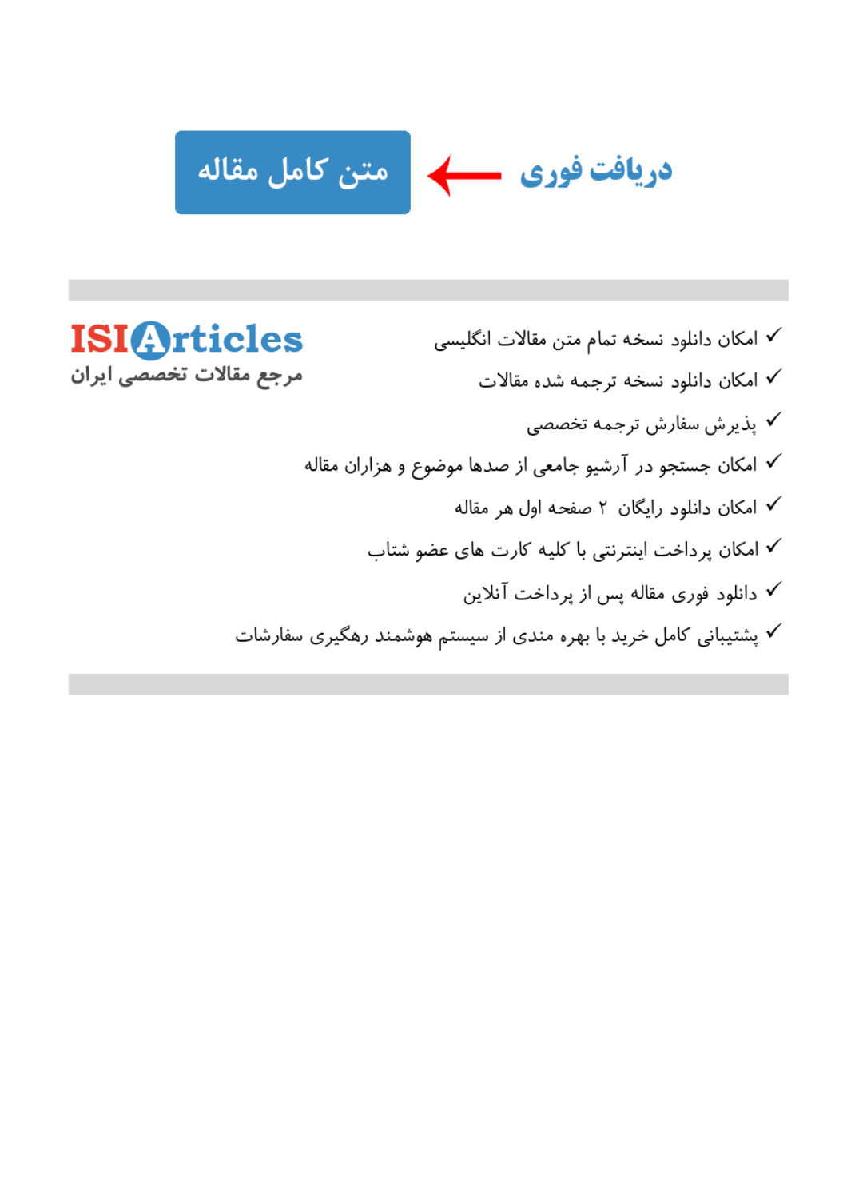دریافت فوری ← متن کامل مقاله

ISIArticles
مرجع مقالات تخصصی ایران

- ✓ امکان دانلود نسخه تمام متن مقالات انگلیسی
- ✓ امکان دانلود نسخه ترجمه شده مقالات
- ✓ پذیرش سفارش ترجمه تخصصی
- ✓ امکان جستجو در آرشیو جامعی از صدها موضوع و هزاران مقاله
- ✓ امکان دانلود رایگان ۲ صفحه اول هر مقاله
- ✓ امکان پرداخت اینترنتی با کلیه کارت های عضو شتاب
- ✓ دانلود فوری مقاله پس از پرداخت آنلاین
- ✓ پشتیبانی کامل خرید با بهره مندی از سیستم هوشمند رهگیری سفارشات